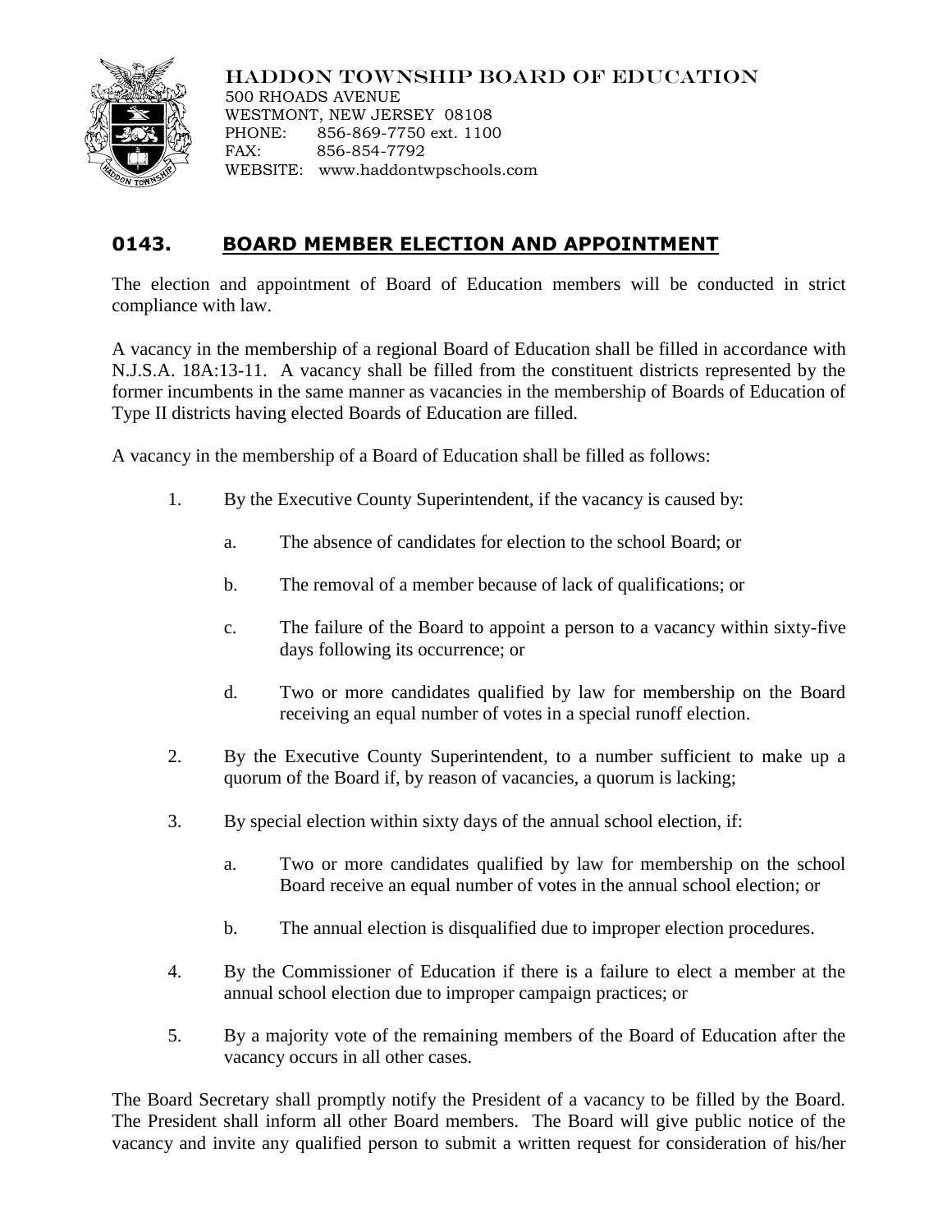HADDON TOWNSHIP BOARD OF EDUCATION
500 RHOADS AVENUE
WESTMONT, NEW JERSEY 08108
PHONE: 856-869-7750 ext. 1100
FAX: 856-854-7792
WEBSITE: www.haddontwpschools.com

## 0143. BOARD MEMBER ELECTION AND APPOINTMENT

The election and appointment of Board of Education members will be conducted in strict compliance with law.

A vacancy in the membership of a regional Board of Education shall be filled in accordance with N.J.S.A. 18A:13-11. A vacancy shall be filled from the constituent districts represented by the former incumbents in the same manner as vacancies in the membership of Boards of Education of Type II districts having elected Boards of Education are filled.

A vacancy in the membership of a Board of Education shall be filled as follows:

1. By the Executive County Superintendent, if the vacancy is caused by:
   a. The absence of candidates for election to the school Board; or
   b. The removal of a member because of lack of qualifications; or
   c. The failure of the Board to appoint a person to a vacancy within sixty-five days following its occurrence; or
   d. Two or more candidates qualified by law for membership on the Board receiving an equal number of votes in a special runoff election.
2. By the Executive County Superintendent, to a number sufficient to make up a quorum of the Board if, by reason of vacancies, a quorum is lacking;
3. By special election within sixty days of the annual school election, if:
   a. Two or more candidates qualified by law for membership on the school Board receive an equal number of votes in the annual school election; or
   b. The annual election is disqualified due to improper election procedures.
4. By the Commissioner of Education if there is a failure to elect a member at the annual school election due to improper campaign practices; or
5. By a majority vote of the remaining members of the Board of Education after the vacancy occurs in all other cases.

The Board Secretary shall promptly notify the President of a vacancy to be filled by the Board. The President shall inform all other Board members. The Board will give public notice of the vacancy and invite any qualified person to submit a written request for consideration of his/her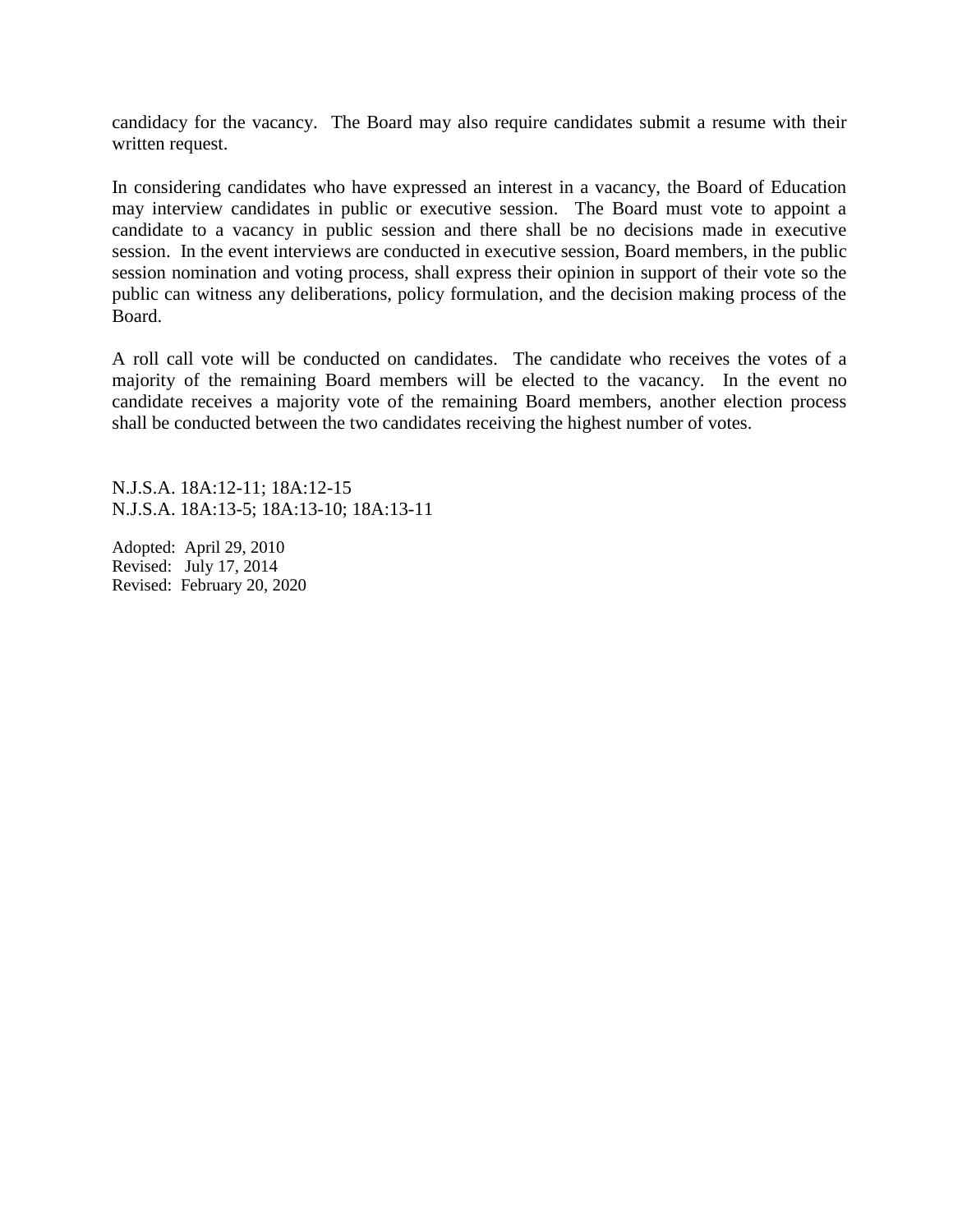candidacy for the vacancy. The Board may also require candidates submit a resume with their written request.

In considering candidates who have expressed an interest in a vacancy, the Board of Education may interview candidates in public or executive session. The Board must vote to appoint a candidate to a vacancy in public session and there shall be no decisions made in executive session. In the event interviews are conducted in executive session, Board members, in the public session nomination and voting process, shall express their opinion in support of their vote so the public can witness any deliberations, policy formulation, and the decision making process of the Board.

A roll call vote will be conducted on candidates. The candidate who receives the votes of a majority of the remaining Board members will be elected to the vacancy. In the event no candidate receives a majority vote of the remaining Board members, another election process shall be conducted between the two candidates receiving the highest number of votes.

N.J.S.A. 18A:12-11; 18A:12-15
N.J.S.A. 18A:13-5; 18A:13-10; 18A:13-11

Adopted: April 29, 2010
Revised: July 17, 2014
Revised: February 20, 2020